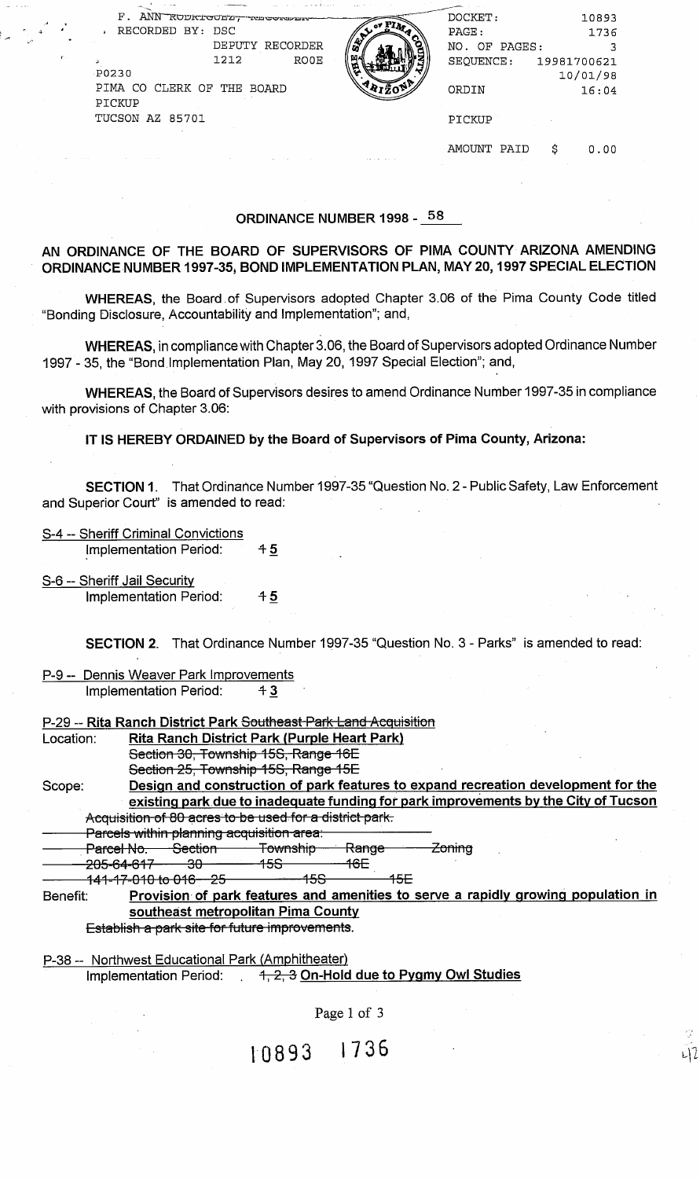F. ANN RODRIGUEZ, RECORDER
RECORDED BY: DSC
DEPUTY RECORDER
1212 ROOE
P0230
PIMA CO CLERK OF THE BOARD
PICKUP
TUCSON AZ 85701

DOCKET: 10893
PAGE: 1736
NO. OF PAGES: 3
SEQUENCE: 19981700621
10/01/98
ORDIN 16:04
PICKUP
AMOUNT PAID $ 0.00

## ORDINANCE NUMBER 1998 - 58

## AN ORDINANCE OF THE BOARD OF SUPERVISORS OF PIMA COUNTY ARIZONA AMENDING ORDINANCE NUMBER 1997-35, BOND IMPLEMENTATION PLAN, MAY 20, 1997 SPECIAL ELECTION

**WHEREAS**, the Board of Supervisors adopted Chapter 3.06 of the Pima County Code titled "Bonding Disclosure, Accountability and Implementation"; and,

**WHEREAS**, in compliance with Chapter 3.06, the Board of Supervisors adopted Ordinance Number 1997 - 35, the "Bond Implementation Plan, May 20, 1997 Special Election"; and,

**WHEREAS**, the Board of Supervisors desires to amend Ordinance Number 1997-35 in compliance with provisions of Chapter 3.06:

**IT IS HEREBY ORDAINED by the Board of Supervisors of Pima County, Arizona:**

**SECTION 1.** That Ordinance Number 1997-35 "Question No. 2 - Public Safety, Law Enforcement and Superior Court" is amended to read:

S-4 -- Sheriff Criminal Convictions
Implementation Period: ~~1~~ 5

S-6 -- Sheriff Jail Security
Implementation Period: ~~1~~ 5

**SECTION 2.** That Ordinance Number 1997-35 "Question No. 3 - Parks" is amended to read:

P-9 -- Dennis Weaver Park Improvements
Implementation Period: ~~1~~ 3

P-29 -- **Rita Ranch District Park** ~~Southeast Park Land Acquisition~~

Location: **Rita Ranch District Park (Purple Heart Park)**
~~Section 30, Township 15S, Range 16E~~
~~Section 25, Township 15S, Range 15E~~

Scope: **Design and construction of park features to expand recreation development for the existing park due to inadequate funding for park improvements by the City of Tucson**
~~Acquisition of 80 acres to be used for a district park.~~
~~Parcels within planning acquisition area:~~

| ~~Parcel No.~~ | ~~Section~~ | ~~Township~~ | ~~Range~~ | ~~Zoning~~ |
|---|---|---|---|---|
| ~~205-64-617~~ | ~~30~~ | ~~15S~~ | ~~16E~~ | |
| ~~141-17-010 to 016~~ | ~~25~~ | ~~15S~~ | ~~15E~~ | |

Benefit: **Provision of park features and amenities to serve a rapidly growing population in southeast metropolitan Pima County**
~~Establish a park site for future improvements.~~

P-38 -- Northwest Educational Park (Amphitheater)
Implementation Period: ~~1, 2, 3~~ **On-Hold due to Pygmy Owl Studies**

10893 1736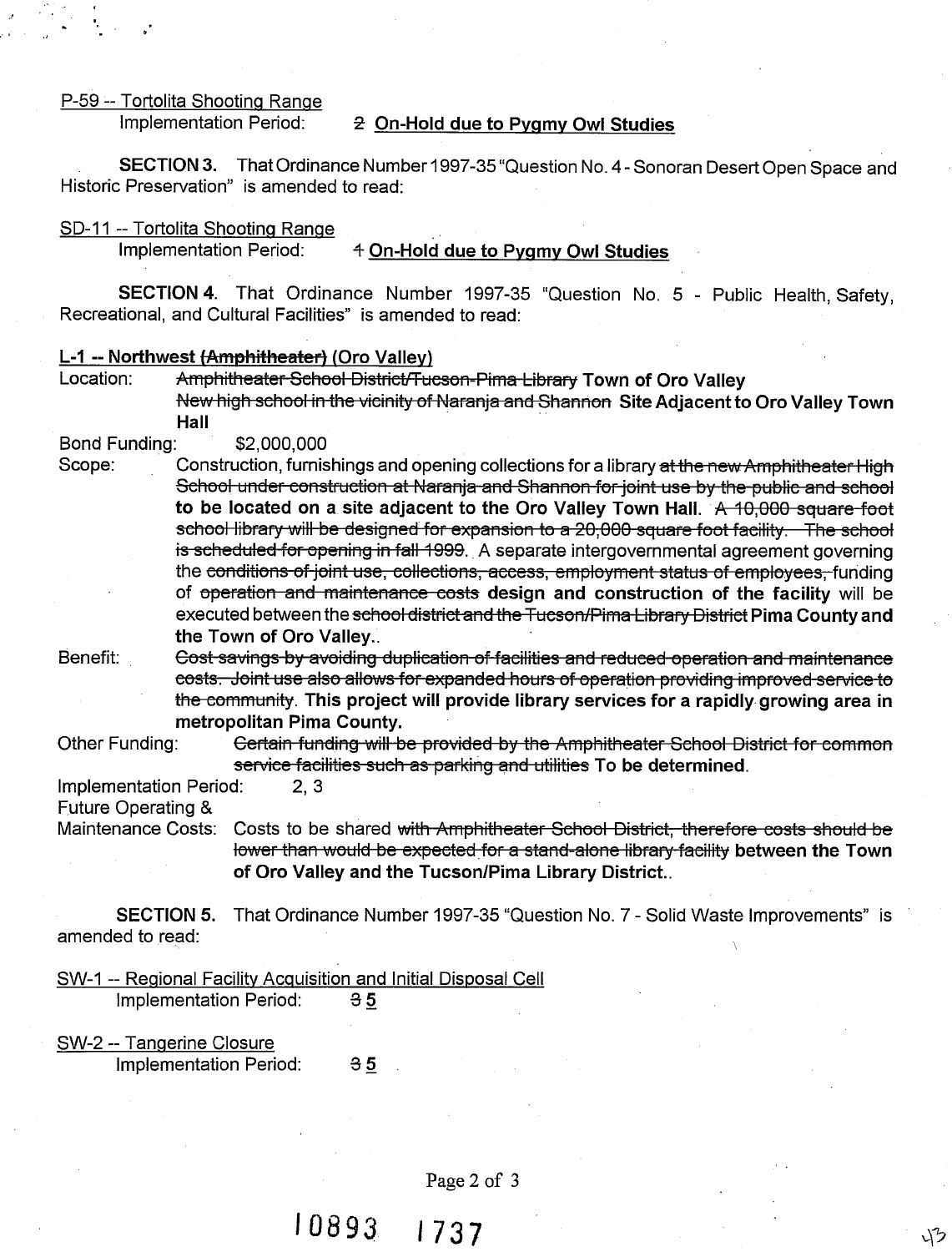P-59 -- Tortolita Shooting Range
Implementation Period: ~~2~~ **On-Hold due to Pygmy Owl Studies**

**SECTION 3.** That Ordinance Number 1997-35 "Question No. 4 - Sonoran Desert Open Space and Historic Preservation" is amended to read:

SD-11 -- Tortolita Shooting Range
Implementation Period: ~~4~~ **On-Hold due to Pygmy Owl Studies**

**SECTION 4.** That Ordinance Number 1997-35 "Question No. 5 - Public Health, Safety, Recreational, and Cultural Facilities" is amended to read:

**L-1 -- Northwest ~~(Amphitheater)~~ (Oro Valley)**

Location: ~~Amphitheater School District/Tucson-Pima Library~~ **Town of Oro Valley** ~~New high school in the vicinity of Naranja and Shannon~~ **Site Adjacent to Oro Valley Town Hall**

Bond Funding: $2,000,000

Scope: Construction, furnishings and opening collections for a library ~~at the new Amphitheater High School under construction at Naranja and Shannon for joint use by the public and school~~ **to be located on a site adjacent to the Oro Valley Town Hall.** ~~A 10,000 square foot school library will be designed for expansion to a 20,000 square foot facility. The school is scheduled for opening in fall 1999.~~ A separate intergovernmental agreement governing the ~~conditions of joint use, collections, access, employment status of employees,~~ funding of ~~operation and maintenance costs~~ **design and construction of the facility** will be executed between the ~~school district and the Tucson/Pima Library District~~ **Pima County and the Town of Oro Valley.**.

Benefit: ~~Cost savings by avoiding duplication of facilities and reduced operation and maintenance costs. Joint use also allows for expanded hours of operation providing improved service to the community.~~ **This project will provide library services for a rapidly growing area in metropolitan Pima County.**

Other Funding: ~~Certain funding will be provided by the Amphitheater School District for common service facilities such as parking and utilities~~ **To be determined**.

Implementation Period: 2, 3

Future Operating & Maintenance Costs: Costs to be shared ~~with Amphitheater School District, therefore costs should be lower than would be expected for a stand-alone library facility~~ **between the Town of Oro Valley and the Tucson/Pima Library District.**.

**SECTION 5.** That Ordinance Number 1997-35 "Question No. 7 - Solid Waste Improvements" is amended to read:

SW-1 -- Regional Facility Acquisition and Initial Disposal Cell
Implementation Period: ~~3~~ 5

SW-2 -- Tangerine Closure
Implementation Period: ~~3~~ 5

10893 1737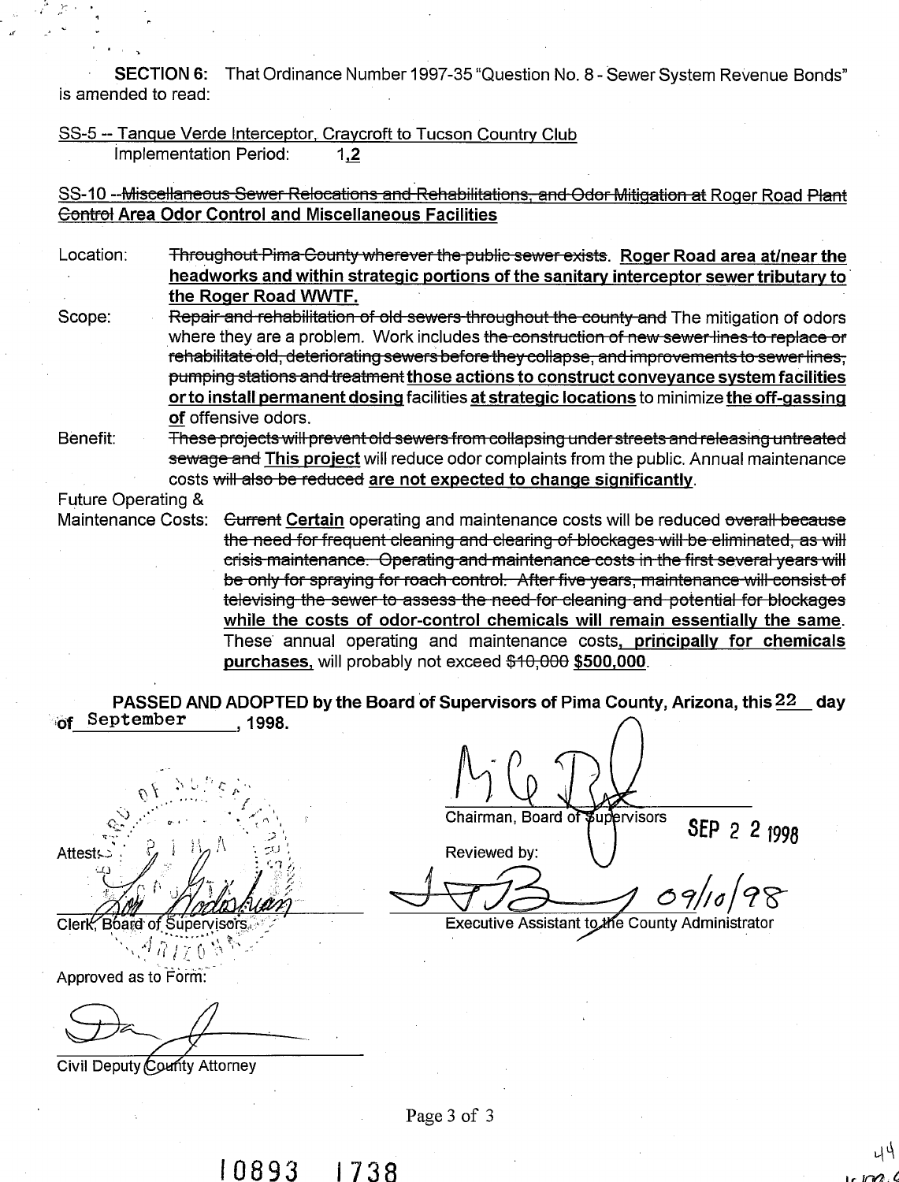**SECTION 6:** That Ordinance Number 1997-35 "Question No. 8 - Sewer System Revenue Bonds" is amended to read:

<u>SS-5 -- Tanque Verde Interceptor, Craycroft to Tucson Country Club</u>
Implementation Period: 1,<u>**2**</u>

<u>SS-10 --~~Miscellaneous Sewer Relocations and Rehabilitations, and Odor Mitigation at~~ Roger Road ~~Plant Control~~ **Area Odor Control and Miscellaneous Facilities**</u>

Location: ~~Throughout Pima County wherever the public sewer exists.~~ <u>**Roger Road area at/near the headworks and within strategic portions of the sanitary interceptor sewer tributary to the Roger Road WWTF.**</u>

Scope: ~~Repair and rehabilitation of old sewers throughout the county and~~ The mitigation of odors where they are a problem. Work includes ~~the construction of new sewer lines to replace or rehabilitate old, deteriorating sewers before they collapse, and improvements to sewer lines, pumping stations and treatment~~ <u>**those actions to construct conveyance system facilities or to install permanent dosing**</u> facilities <u>**at strategic locations**</u> to minimize <u>**the off-gassing of**</u> offensive odors.

Benefit: ~~These projects will prevent old sewers from collapsing under streets and releasing untreated sewage and~~ <u>**This project**</u> will reduce odor complaints from the public. Annual maintenance costs ~~will also be reduced~~ <u>**are not expected to change significantly**</u>.

Future Operating & Maintenance Costs: ~~Current~~ <u>**Certain**</u> operating and maintenance costs will be reduced ~~overall because the need for frequent cleaning and clearing of blockages will be eliminated, as will crisis maintenance. Operating and maintenance costs in the first several years will be only for spraying for roach control. After five years, maintenance will consist of televising the sewer to assess the need for cleaning and potential for blockages~~ <u>**while the costs of odor-control chemicals will remain essentially the same**</u>. These annual operating and maintenance costs<u>**, principally for chemicals purchases,**</u> will probably not exceed ~~$10,000~~ <u>**$500,000**</u>.

**PASSED AND ADOPTED by the Board of Supervisors of Pima County, Arizona, this** 22 **day of** September **, 1998.**

[Signature]
Chairman, Board of Supervisors

SEP 2 2 1998

Reviewed by:

[Signature] 09/10/98
Executive Assistant to the County Administrator

Attest:

[Signature]
Clerk, Board of Supervisors

Approved as to Form:

[Signature]
Civil Deputy County Attorney

10893 1738